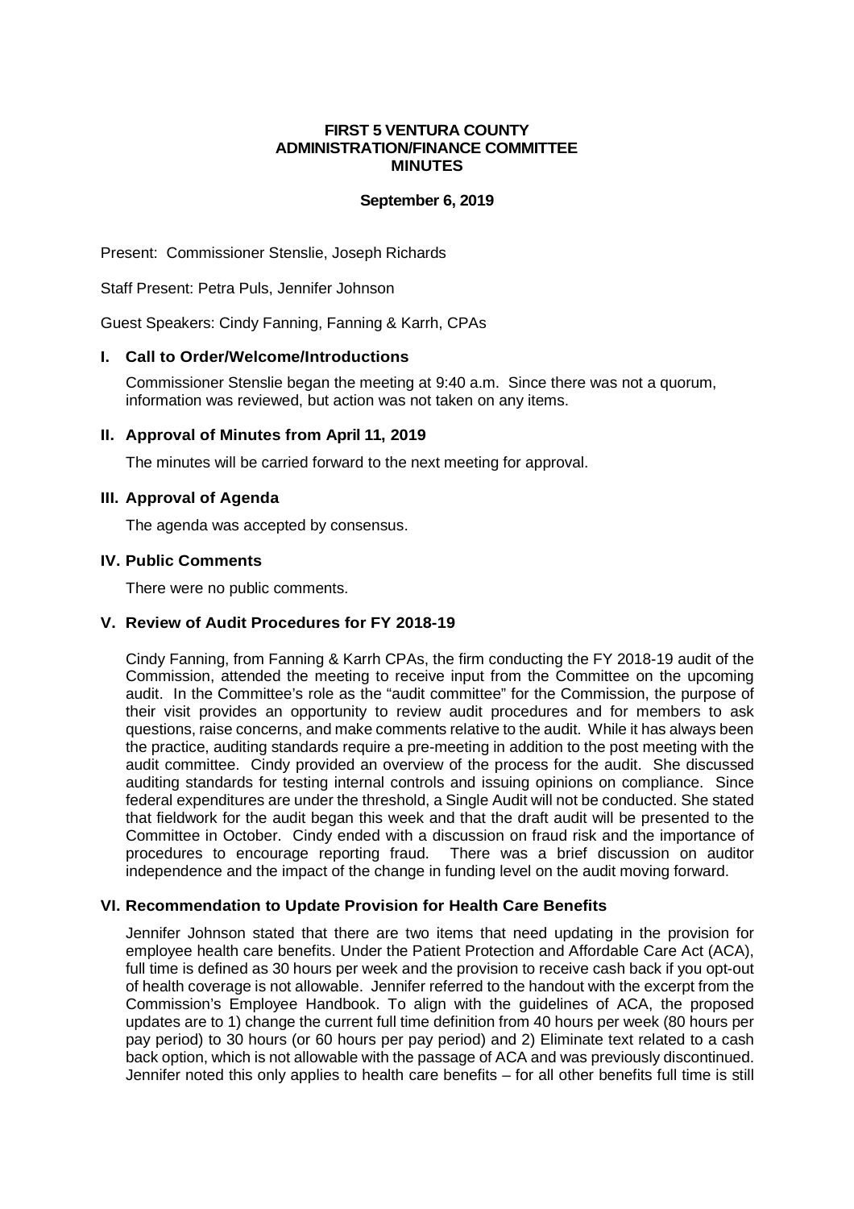# FIRST 5 VENTURA COUNTY
## ADMINISTRATION/FINANCE COMMITTEE
## MINUTES

**September 6, 2019**

Present: Commissioner Stenslie, Joseph Richards

Staff Present: Petra Puls, Jennifer Johnson

Guest Speakers: Cindy Fanning, Fanning & Karrh, CPAs

### I. Call to Order/Welcome/Introductions

Commissioner Stenslie began the meeting at 9:40 a.m. Since there was not a quorum, information was reviewed, but action was not taken on any items.

### II. Approval of Minutes from April 11, 2019

The minutes will be carried forward to the next meeting for approval.

### III. Approval of Agenda

The agenda was accepted by consensus.

### IV. Public Comments

There were no public comments.

### V. Review of Audit Procedures for FY 2018-19

Cindy Fanning, from Fanning & Karrh CPAs, the firm conducting the FY 2018-19 audit of the Commission, attended the meeting to receive input from the Committee on the upcoming audit. In the Committee's role as the "audit committee" for the Commission, the purpose of their visit provides an opportunity to review audit procedures and for members to ask questions, raise concerns, and make comments relative to the audit. While it has always been the practice, auditing standards require a pre-meeting in addition to the post meeting with the audit committee. Cindy provided an overview of the process for the audit. She discussed auditing standards for testing internal controls and issuing opinions on compliance. Since federal expenditures are under the threshold, a Single Audit will not be conducted. She stated that fieldwork for the audit began this week and that the draft audit will be presented to the Committee in October. Cindy ended with a discussion on fraud risk and the importance of procedures to encourage reporting fraud. There was a brief discussion on auditor independence and the impact of the change in funding level on the audit moving forward.

### VI. Recommendation to Update Provision for Health Care Benefits

Jennifer Johnson stated that there are two items that need updating in the provision for employee health care benefits. Under the Patient Protection and Affordable Care Act (ACA), full time is defined as 30 hours per week and the provision to receive cash back if you opt-out of health coverage is not allowable. Jennifer referred to the handout with the excerpt from the Commission's Employee Handbook. To align with the guidelines of ACA, the proposed updates are to 1) change the current full time definition from 40 hours per week (80 hours per pay period) to 30 hours (or 60 hours per pay period) and 2) Eliminate text related to a cash back option, which is not allowable with the passage of ACA and was previously discontinued. Jennifer noted this only applies to health care benefits – for all other benefits full time is still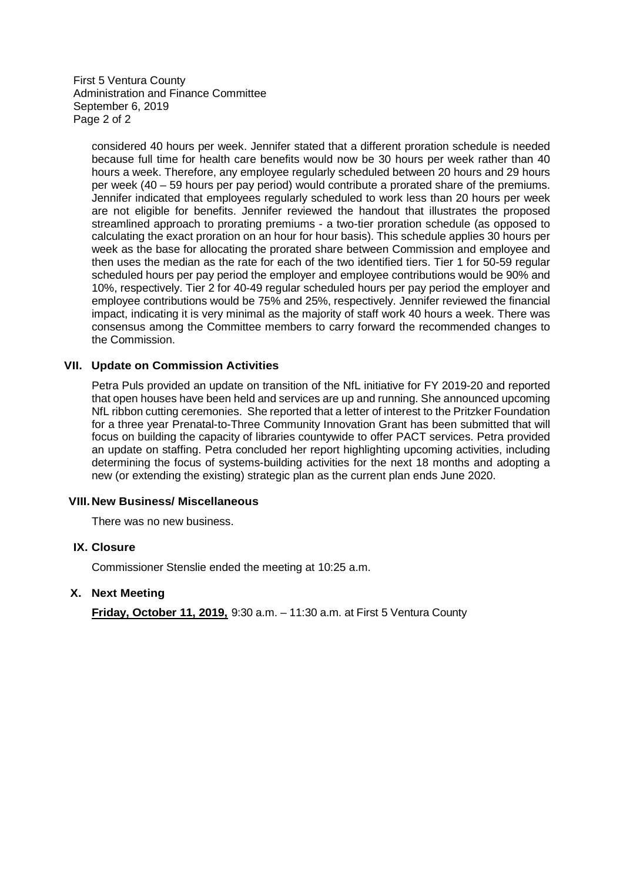considered 40 hours per week. Jennifer stated that a different proration schedule is needed because full time for health care benefits would now be 30 hours per week rather than 40 hours a week. Therefore, any employee regularly scheduled between 20 hours and 29 hours per week (40 – 59 hours per pay period) would contribute a prorated share of the premiums. Jennifer indicated that employees regularly scheduled to work less than 20 hours per week are not eligible for benefits. Jennifer reviewed the handout that illustrates the proposed streamlined approach to prorating premiums - a two-tier proration schedule (as opposed to calculating the exact proration on an hour for hour basis). This schedule applies 30 hours per week as the base for allocating the prorated share between Commission and employee and then uses the median as the rate for each of the two identified tiers. Tier 1 for 50-59 regular scheduled hours per pay period the employer and employee contributions would be 90% and 10%, respectively. Tier 2 for 40-49 regular scheduled hours per pay period the employer and employee contributions would be 75% and 25%, respectively. Jennifer reviewed the financial impact, indicating it is very minimal as the majority of staff work 40 hours a week. There was consensus among the Committee members to carry forward the recommended changes to the Commission.

## VII. Update on Commission Activities

Petra Puls provided an update on transition of the NfL initiative for FY 2019-20 and reported that open houses have been held and services are up and running. She announced upcoming NfL ribbon cutting ceremonies. She reported that a letter of interest to the Pritzker Foundation for a three year Prenatal-to-Three Community Innovation Grant has been submitted that will focus on building the capacity of libraries countywide to offer PACT services. Petra provided an update on staffing. Petra concluded her report highlighting upcoming activities, including determining the focus of systems-building activities for the next 18 months and adopting a new (or extending the existing) strategic plan as the current plan ends June 2020.

## VIII. New Business/ Miscellaneous

There was no new business.

## IX. Closure

Commissioner Stenslie ended the meeting at 10:25 a.m.

## X. Next Meeting

**Friday, October 11, 2019,** 9:30 a.m. – 11:30 a.m. at First 5 Ventura County